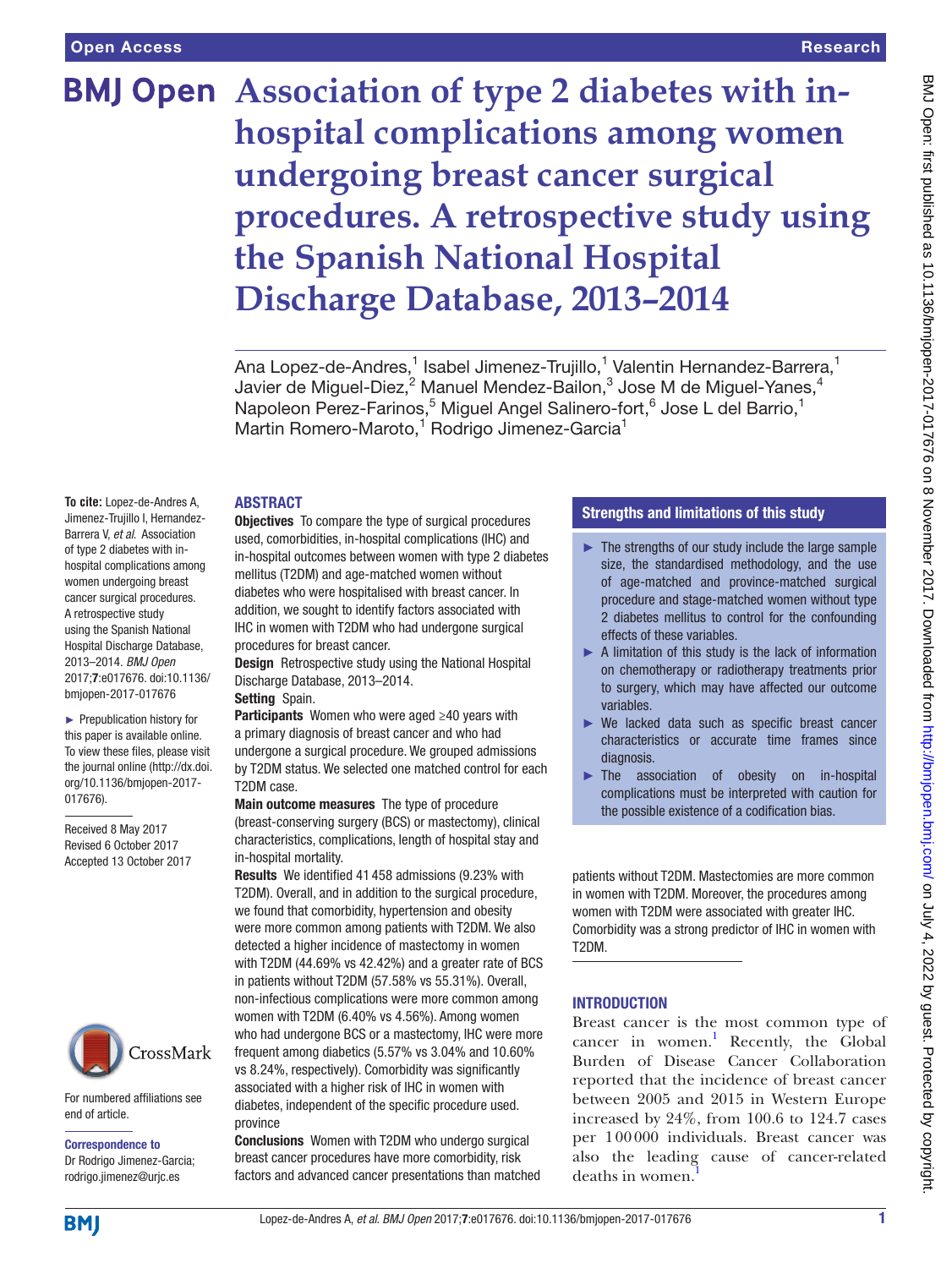# Association of type 2 diabetes with in-hospital complications among women undergoing breast cancer surgical procedures. A retrospective study using the Spanish National Hospital Discharge Database, 2013–2014

Ana Lopez-de-Andres,[1] Isabel Jimenez-Trujillo,[1] Valentin Hernandez-Barrera,[1] Javier de Miguel-Diez,[2] Manuel Mendez-Bailon,[3] Jose M de Miguel-Yanes,[4] Napoleon Perez-Farinos,[5] Miguel Angel Salinero-fort,[6] Jose L del Barrio,[1] Martin Romero-Maroto,[1] Rodrigo Jimenez-Garcia[1]

**To cite:** Lopez-de-Andres A, Jimenez-Trujillo I, Hernandez-Barrera V, *et al*. Association of type 2 diabetes with in-hospital complications among women undergoing breast cancer surgical procedures. A retrospective study using the Spanish National Hospital Discharge Database, 2013–2014. *BMJ Open* 2017;**7**:e017676. doi:10.1136/bmjopen-2017-017676

► Prepublication history for this paper is available online. To view these files, please visit the journal online (http://dx.doi.org/10.1136/bmjopen-2017-017676).

Received 8 May 2017
Revised 6 October 2017
Accepted 13 October 2017

For numbered affiliations see end of article.

**Correspondence to**
Dr Rodrigo Jimenez-Garcia; rodrigo.jimenez@urjc.es

## ABSTRACT

**Objectives** To compare the type of surgical procedures used, comorbidities, in-hospital complications (IHC) and in-hospital outcomes between women with type 2 diabetes mellitus (T2DM) and age-matched women without diabetes who were hospitalised with breast cancer. In addition, we sought to identify factors associated with IHC in women with T2DM who had undergone surgical procedures for breast cancer.

**Design** Retrospective study using the National Hospital Discharge Database, 2013–2014.

**Setting** Spain.

**Participants** Women who were aged ≥40 years with a primary diagnosis of breast cancer and who had undergone a surgical procedure. We grouped admissions by T2DM status. We selected one matched control for each T2DM case.

**Main outcome measures** The type of procedure (breast-conserving surgery (BCS) or mastectomy), clinical characteristics, complications, length of hospital stay and in-hospital mortality.

**Results** We identified 41 458 admissions (9.23% with T2DM). Overall, and in addition to the surgical procedure, province we found that comorbidity, hypertension and obesity were more common among patients with T2DM. We also detected a higher incidence of mastectomy in women with T2DM (44.69% vs 42.42%) and a greater rate of BCS in patients without T2DM (57.58% vs 55.31%). Overall, non-infectious complications were more common among women with T2DM (6.40% vs 4.56%). Among women who had undergone BCS or a mastectomy, IHC were more frequent among diabetics (5.57% vs 3.04% and 10.60% vs 8.24%, respectively). Comorbidity was significantly associated with a higher risk of IHC in women with diabetes, independent of the specific procedure used.

**Conclusions** Women with T2DM who undergo surgical breast cancer procedures have more comorbidity, risk factors and advanced cancer presentations than matched patients without T2DM. Mastectomies are more common in women with T2DM. Moreover, the procedures among women with T2DM were associated with greater IHC. Comorbidity was a strong predictor of IHC in women with T2DM.

### Strengths and limitations of this study

- ► The strengths of our study include the large sample size, the standardised methodology, and the use of age-matched and province-matched surgical procedure and stage-matched women without type 2 diabetes mellitus to control for the confounding effects of these variables.
- ► A limitation of this study is the lack of information on chemotherapy or radiotherapy treatments prior to surgery, which may have affected our outcome variables.
- ► We lacked data such as specific breast cancer characteristics or accurate time frames since diagnosis.
- ► The association of obesity on in-hospital complications must be interpreted with caution for the possible existence of a codification bias.

## INTRODUCTION

Breast cancer is the most common type of cancer in women.[1] Recently, the Global Burden of Disease Cancer Collaboration reported that the incidence of breast cancer between 2005 and 2015 in Western Europe increased by 24%, from 100.6 to 124.7 cases per 100 000 individuals. Breast cancer was also the leading cause of cancer-related deaths in women.[1]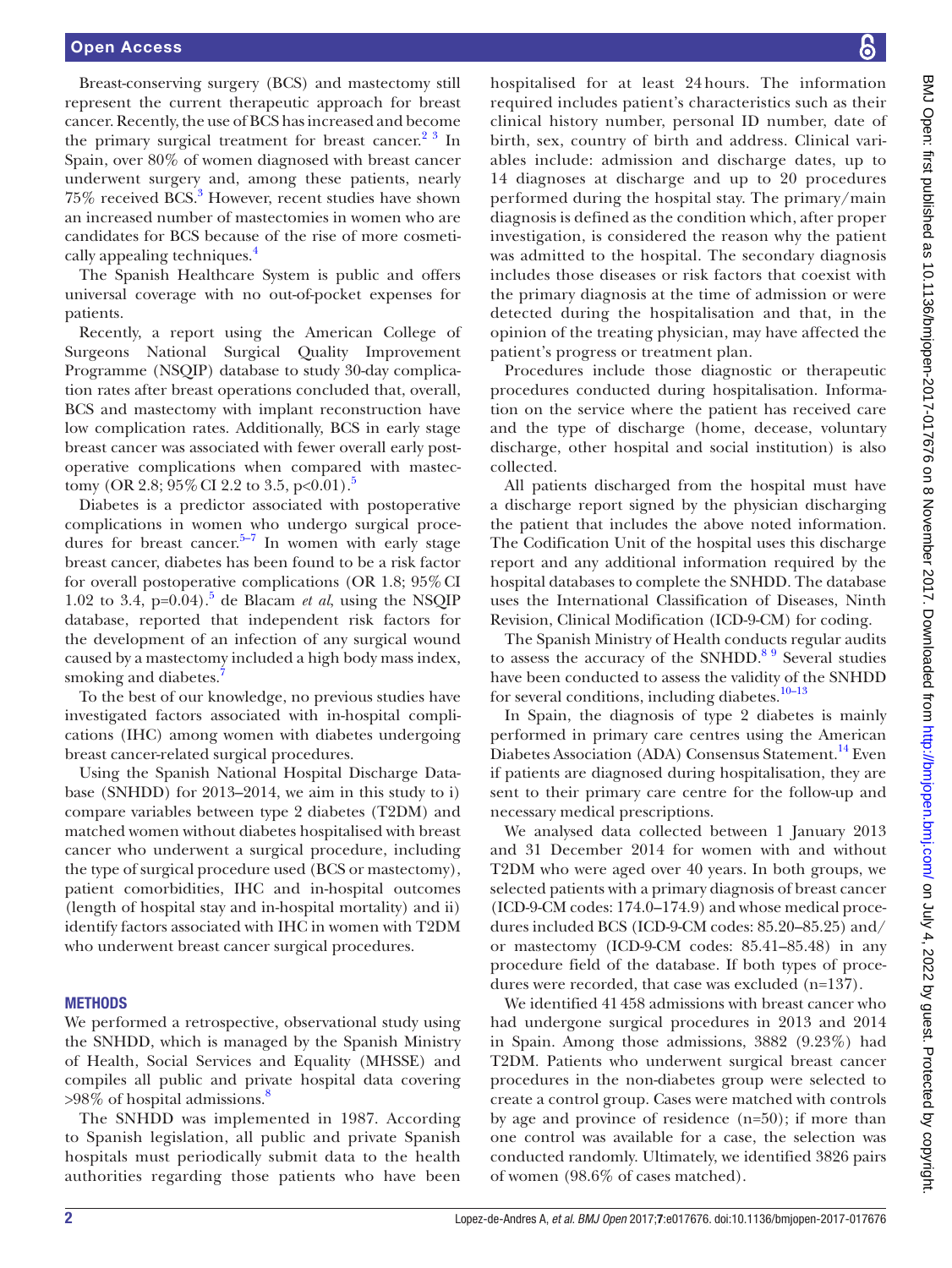Breast-conserving surgery (BCS) and mastectomy still represent the current therapeutic approach for breast cancer. Recently, the use of BCS has increased and become the primary surgical treatment for breast cancer.[2 3] In Spain, over 80% of women diagnosed with breast cancer underwent surgery and, among these patients, nearly 75% received BCS.[3] However, recent studies have shown an increased number of mastectomies in women who are candidates for BCS because of the rise of more cosmetically appealing techniques.[4]

The Spanish Healthcare System is public and offers universal coverage with no out-of-pocket expenses for patients.

Recently, a report using the American College of Surgeons National Surgical Quality Improvement Programme (NSQIP) database to study 30-day complication rates after breast operations concluded that, overall, BCS and mastectomy with implant reconstruction have low complication rates. Additionally, BCS in early stage breast cancer was associated with fewer overall early postoperative complications when compared with mastectomy (OR 2.8; 95% CI 2.2 to 3.5, p<0.01).[5]

Diabetes is a predictor associated with postoperative complications in women who undergo surgical procedures for breast cancer.[5–7] In women with early stage breast cancer, diabetes has been found to be a risk factor for overall postoperative complications (OR 1.8; 95% CI 1.02 to 3.4, p=0.04).[5] de Blacam *et al*, using the NSQIP database, reported that independent risk factors for the development of an infection of any surgical wound caused by a mastectomy included a high body mass index, smoking and diabetes.[7]

To the best of our knowledge, no previous studies have investigated factors associated with in-hospital complications (IHC) among women with diabetes undergoing breast cancer-related surgical procedures.

Using the Spanish National Hospital Discharge Database (SNHDD) for 2013–2014, we aim in this study to i) compare variables between type 2 diabetes (T2DM) and matched women without diabetes hospitalised with breast cancer who underwent a surgical procedure, including the type of surgical procedure used (BCS or mastectomy), patient comorbidities, IHC and in-hospital outcomes (length of hospital stay and in-hospital mortality) and ii) identify factors associated with IHC in women with T2DM who underwent breast cancer surgical procedures.

## METHODS

We performed a retrospective, observational study using the SNHDD, which is managed by the Spanish Ministry of Health, Social Services and Equality (MHSSE) and compiles all public and private hospital data covering >98% of hospital admissions.[8]

The SNHDD was implemented in 1987. According to Spanish legislation, all public and private Spanish hospitals must periodically submit data to the health authorities regarding those patients who have been hospitalised for at least 24 hours. The information required includes patient's characteristics such as their clinical history number, personal ID number, date of birth, sex, country of birth and address. Clinical variables include: admission and discharge dates, up to 14 diagnoses at discharge and up to 20 procedures performed during the hospital stay. The primary/main diagnosis is defined as the condition which, after proper investigation, is considered the reason why the patient was admitted to the hospital. The secondary diagnosis includes those diseases or risk factors that coexist with the primary diagnosis at the time of admission or were detected during the hospitalisation and that, in the opinion of the treating physician, may have affected the patient's progress or treatment plan.

Procedures include those diagnostic or therapeutic procedures conducted during hospitalisation. Information on the service where the patient has received care and the type of discharge (home, decease, voluntary discharge, other hospital and social institution) is also collected.

All patients discharged from the hospital must have a discharge report signed by the physician discharging the patient that includes the above noted information. The Codification Unit of the hospital uses this discharge report and any additional information required by the hospital databases to complete the SNHDD. The database uses the International Classification of Diseases, Ninth Revision, Clinical Modification (ICD-9-CM) for coding.

The Spanish Ministry of Health conducts regular audits to assess the accuracy of the SNHDD.[8 9] Several studies have been conducted to assess the validity of the SNHDD for several conditions, including diabetes.[10–13]

In Spain, the diagnosis of type 2 diabetes is mainly performed in primary care centres using the American Diabetes Association (ADA) Consensus Statement.[14] Even if patients are diagnosed during hospitalisation, they are sent to their primary care centre for the follow-up and necessary medical prescriptions.

We analysed data collected between 1 January 2013 and 31 December 2014 for women with and without T2DM who were aged over 40 years. In both groups, we selected patients with a primary diagnosis of breast cancer (ICD-9-CM codes: 174.0–174.9) and whose medical procedures included BCS (ICD-9-CM codes: 85.20–85.25) and/or mastectomy (ICD-9-CM codes: 85.41–85.48) in any procedure field of the database. If both types of procedures were recorded, that case was excluded (n=137).

We identified 41 458 admissions with breast cancer who had undergone surgical procedures in 2013 and 2014 in Spain. Among those admissions, 3882 (9.23%) had T2DM. Patients who underwent surgical breast cancer procedures in the non-diabetes group were selected to create a control group. Cases were matched with controls by age and province of residence (n=50); if more than one control was available for a case, the selection was conducted randomly. Ultimately, we identified 3826 pairs of women (98.6% of cases matched).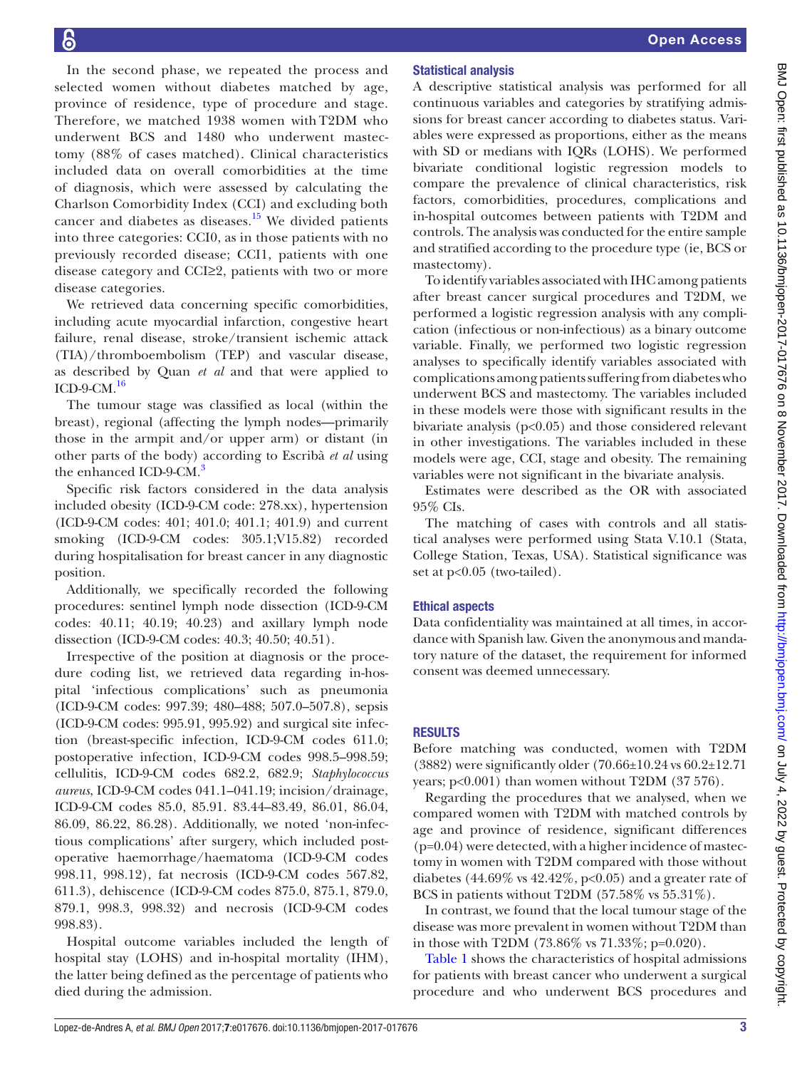In the second phase, we repeated the process and selected women without diabetes matched by age, province of residence, type of procedure and stage. Therefore, we matched 1938 women with T2DM who underwent BCS and 1480 who underwent mastectomy (88% of cases matched). Clinical characteristics included data on overall comorbidities at the time of diagnosis, which were assessed by calculating the Charlson Comorbidity Index (CCI) and excluding both cancer and diabetes as diseases.[15] We divided patients into three categories: CCI0, as in those patients with no previously recorded disease; CCI1, patients with one disease category and CCI≥2, patients with two or more disease categories.

We retrieved data concerning specific comorbidities, including acute myocardial infarction, congestive heart failure, renal disease, stroke/transient ischemic attack (TIA)/thromboembolism (TEP) and vascular disease, as described by Quan *et al* and that were applied to ICD-9-CM.[16]

The tumour stage was classified as local (within the breast), regional (affecting the lymph nodes—primarily those in the armpit and/or upper arm) or distant (in other parts of the body) according to Escribà *et al* using the enhanced ICD-9-CM.[3]

Specific risk factors considered in the data analysis included obesity (ICD-9-CM code: 278.xx), hypertension (ICD-9-CM codes: 401; 401.0; 401.1; 401.9) and current smoking (ICD-9-CM codes: 305.1;V15.82) recorded during hospitalisation for breast cancer in any diagnostic position.

Additionally, we specifically recorded the following procedures: sentinel lymph node dissection (ICD-9-CM codes: 40.11; 40.19; 40.23) and axillary lymph node dissection (ICD-9-CM codes: 40.3; 40.50; 40.51).

Irrespective of the position at diagnosis or the procedure coding list, we retrieved data regarding in-hospital 'infectious complications' such as pneumonia (ICD-9-CM codes: 997.39; 480–488; 507.0–507.8), sepsis (ICD-9-CM codes: 995.91, 995.92) and surgical site infection (breast-specific infection, ICD-9-CM codes 611.0; postoperative infection, ICD-9-CM codes 998.5–998.59; cellulitis, ICD-9-CM codes 682.2, 682.9; *Staphylococcus aureus*, ICD-9-CM codes 041.1–041.19; incision/drainage, ICD-9-CM codes 85.0, 85.91. 83.44–83.49, 86.01, 86.04, 86.09, 86.22, 86.28). Additionally, we noted 'non-infectious complications' after surgery, which included postoperative haemorrhage/haematoma (ICD-9-CM codes 998.11, 998.12), fat necrosis (ICD-9-CM codes 567.82, 611.3), dehiscence (ICD-9-CM codes 875.0, 875.1, 879.0, 879.1, 998.3, 998.32) and necrosis (ICD-9-CM codes 998.83).

Hospital outcome variables included the length of hospital stay (LOHS) and in-hospital mortality (IHM), the latter being defined as the percentage of patients who died during the admission.

## Statistical analysis

A descriptive statistical analysis was performed for all continuous variables and categories by stratifying admissions for breast cancer according to diabetes status. Variables were expressed as proportions, either as the means with SD or medians with IQRs (LOHS). We performed bivariate conditional logistic regression models to compare the prevalence of clinical characteristics, risk factors, comorbidities, procedures, complications and in-hospital outcomes between patients with T2DM and controls. The analysis was conducted for the entire sample and stratified according to the procedure type (ie, BCS or mastectomy).

To identify variables associated with IHC among patients after breast cancer surgical procedures and T2DM, we performed a logistic regression analysis with any complication (infectious or non-infectious) as a binary outcome variable. Finally, we performed two logistic regression analyses to specifically identify variables associated with complications among patients suffering from diabetes who underwent BCS and mastectomy. The variables included in these models were those with significant results in the bivariate analysis ($p<0.05$) and those considered relevant in other investigations. The variables included in these models were age, CCI, stage and obesity. The remaining variables were not significant in the bivariate analysis.

Estimates were described as the OR with associated 95% CIs.

The matching of cases with controls and all statistical analyses were performed using Stata V.10.1 (Stata, College Station, Texas, USA). Statistical significance was set at $p<0.05$ (two-tailed).

## Ethical aspects

Data confidentiality was maintained at all times, in accordance with Spanish law. Given the anonymous and mandatory nature of the dataset, the requirement for informed consent was deemed unnecessary.

# RESULTS

Before matching was conducted, women with T2DM (3882) were significantly older (70.66±10.24 vs 60.2±12.71 years; $p<0.001$) than women without T2DM (37 576).

Regarding the procedures that we analysed, when we compared women with T2DM with matched controls by age and province of residence, significant differences ($p=0.04$) were detected, with a higher incidence of mastectomy in women with T2DM compared with those without diabetes (44.69% vs 42.42%, $p<0.05$) and a greater rate of BCS in patients without T2DM (57.58% vs 55.31%).

In contrast, we found that the local tumour stage of the disease was more prevalent in women without T2DM than in those with T2DM (73.86% vs 71.33%; $p=0.020$).

Table 1 shows the characteristics of hospital admissions for patients with breast cancer who underwent a surgical procedure and who underwent BCS procedures and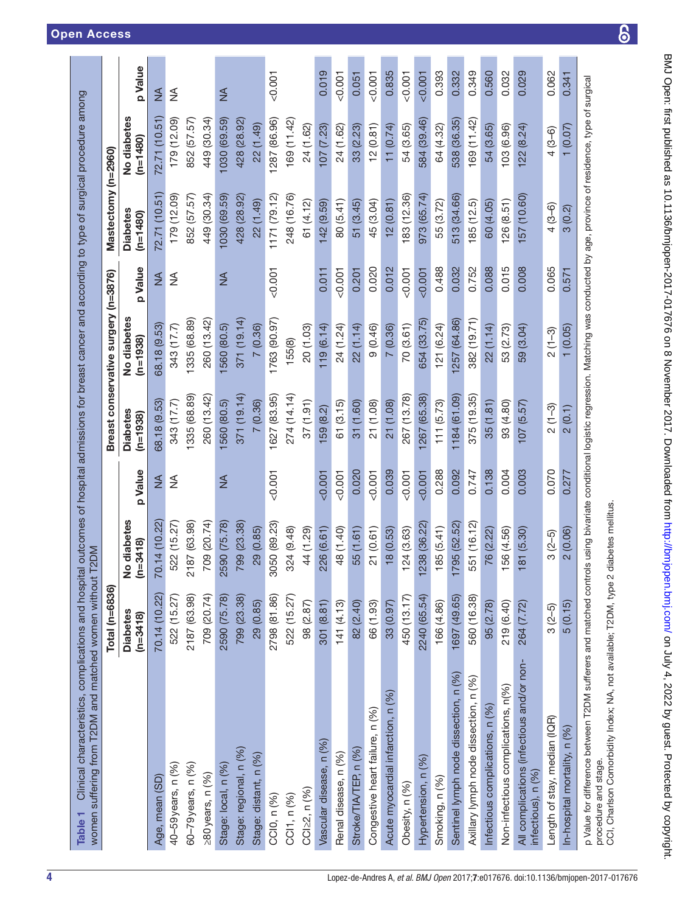**Table 1** Clinical characteristics, complications and hospital outcomes of hospital admissions for breast cancer and according to type of surgical procedure among women suffering from T2DM and matched women without T2DM

| | Total (n=6836) | | | Breast conservative surgery (n=3876) | | | Mastectomy (n=2960) | | |
|---|---|---|---|---|---|---|---|---|---|
| | Diabetes (n=3418) | No diabetes (n=3418) | p Value | Diabetes (n=1938) | No diabetes (n=1938) | p Value | Diabetes (n=1480) | No diabetes (n=1480) | p Value |
| Age, mean (SD) | 70.14 (10.22) | 70.14 (10.22) | NA | 68.18 (9.53) | 68.18 (9.53) | NA | 72.71 (10.51) | 72.71 (10.51) | NA |
| 40–59 years, n (%) | 522 (15.27) | 522 (15.27) | NA | 343 (17.7) | 343 (17.7) | NA | 179 (12.09) | 179 (12.09) | NA |
| 60–79 years, n (%) | 2187 (63.98) | 2187 (63.98) | | 1335 (68.89) | 1335 (68.89) | | 852 (57.57) | 852 (57.57) | |
| ≥80 years, n (%) | 709 (20.74) | 709 (20.74) | | 260 (13.42) | 260 (13.42) | | 449 (30.34) | 449 (30.34) | |
| Stage: local, n (%) | 2590 (75.78) | 2590 (75.78) | NA | 1560 (80.5) | 1560 (80.5) | NA | 1030 (69.59) | 1030 (69.59) | NA |
| Stage: regional, n (%) | 799 (23.38) | 799 (23.38) | | 371 (19.14) | 371 (19.14) | | 428 (28.92) | 428 (28.92) | |
| Stage: distant, n (%) | 29 (0.85) | 29 (0.85) | | 7 (0.36) | 7 (0.36) | | 22 (1.49) | 22 (1.49) | |
| CCI0, n (%) | 2798 (81.86) | 3050 (89.23) | <0.001 | 1627 (83.95) | 1763 (90.97) | <0.001 | 1171 (79.12) | 1287 (86.96) | <0.001 |
| CCI1, n (%) | 522 (15.27) | 324 (9.48) | | 274 (14.14) | 155(8) | | 248 (16.76) | 169 (11.42) | |
| CCI≥2, n (%) | 98 (2.87) | 44 (1.29) | | 37 (1.91) | 20 (1.03) | | 61 (4.12) | 24 (1.62) | |
| Vascular disease, n (%) | 301 (8.81) | 226 (6.61) | <0.001 | 159 (8.2) | 119 (6.14) | 0.011 | 142 (9.59) | 107 (7.23) | 0.019 |
| Renal disease, n (%) | 141 (4.13) | 48 (1.40) | <0.001 | 61 (3.15) | 24 (1.24) | <0.001 | 80 (5.41) | 24 (1.62) | <0.001 |
| Stroke/TIA/TEP, n (%) | 82 (2.40) | 55 (1.61) | 0.020 | 31 (1.60) | 22 (1.14) | 0.201 | 51 (3.45) | 33 (2.23) | 0.051 |
| Congestive heart failure, n (%) | 66 (1.93) | 21 (0.61) | <0.001 | 21 (1.08) | 9 (0.46) | 0.020 | 45 (3.04) | 12 (0.81) | <0.001 |
| Acute myocardial infarction, n (%) | 33 (0.97) | 18 (0.53) | 0.039 | 21 (1.08) | 7 (0.36) | 0.012 | 12 (0.81) | 11 (0.74) | 0.835 |
| Obesity, n (%) | 450 (13.17) | 124 (3.63) | <0.001 | 267 (13.78) | 70 (3.61) | <0.001 | 183 (12.36) | 54 (3.65) | <0.001 |
| Hypertension, n (%) | 2240 (65.54) | 1238 (36.22) | <0.001 | 1267 (65.38) | 654 (33.75) | <0.001 | 973 (65.74) | 584 (39.46) | <0.001 |
| Smoking, n (%) | 166 (4.86) | 185 (5.41) | 0.288 | 111 (5.73) | 121 (6.24) | 0.488 | 55 (3.72) | 64 (4.32) | 0.393 |
| Sentinel lymph node dissection, n (%) | 1697 (49.65) | 1795 (52.52) | 0.092 | 1184 (61.09) | 1257 (64.86) | 0.032 | 513 (34.66) | 538 (36.35) | 0.332 |
| Axillary lymph node dissection, n (%) | 560 (16.38) | 551 (16.12) | 0.747 | 375 (19.35) | 382 (19.71) | 0.752 | 185 (12.5) | 169 (11.42) | 0.349 |
| Infectious complications, n (%) | 95 (2.78) | 76 (2.22) | 0.138 | 35 (1.81) | 22 (1.14) | 0.088 | 60 (4.05) | 54 (3.65) | 0.560 |
| Non-infectious complications, n(%) | 219 (6.40) | 156 (4.56) | 0.004 | 93 (4.80) | 53 (2.73) | 0.015 | 126 (8.51) | 103 (6.96) | 0.032 |
| All complications (infectious and/or non-infectious), n (%) | 264 (7.72) | 181 (5.30) | 0.003 | 107 (5.57) | 59 (3.04) | 0.008 | 157 (10.60) | 122 (8.24) | 0.029 |
| Length of stay, median (IQR) | 3 (2–5) | 3 (2–5) | 0.070 | 2 (1–3) | 2 (1–3) | 0.065 | 4 (3–6) | 4 (3–6) | 0.062 |
| In-hospital mortality, n (%) | 5 (0.15) | 2 (0.06) | 0.277 | 2 (0.1) | 1 (0.05) | 0.571 | 3 (0.2) | 1 (0.07) | 0.341 |

p Value for difference between T2DM sufferers and matched controls using bivariate conditional logistic regression. Matching was conducted by age, province of residence, type of surgical procedure and stage.

CCI, Charlson Comorbidity Index; NA, not available; T2DM, type 2 diabetes mellitus.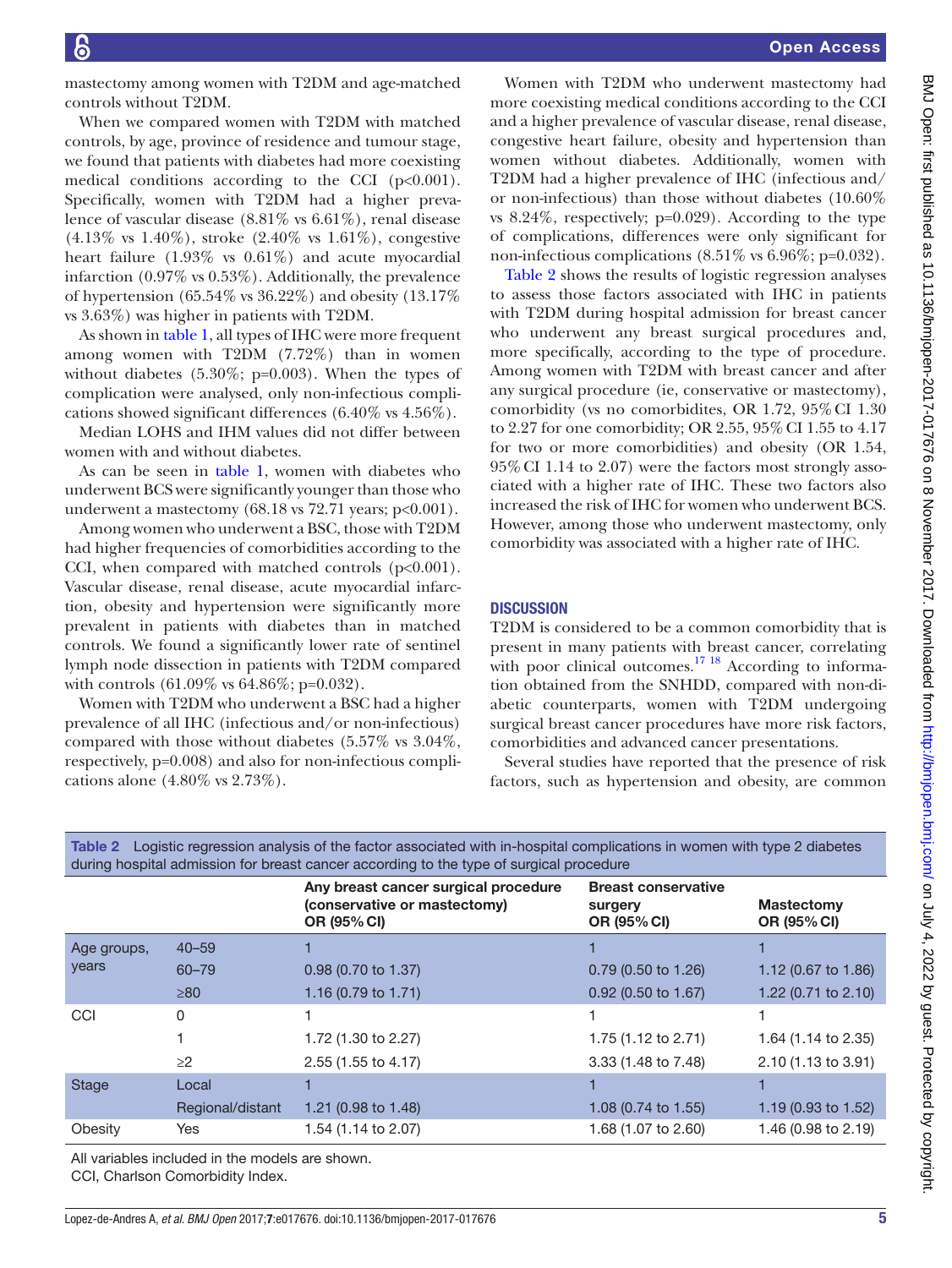mastectomy among women with T2DM and age-matched controls without T2DM.

When we compared women with T2DM with matched controls, by age, province of residence and tumour stage, we found that patients with diabetes had more coexisting medical conditions according to the CCI (p<0.001). Specifically, women with T2DM had a higher prevalence of vascular disease (8.81% vs 6.61%), renal disease (4.13% vs 1.40%), stroke (2.40% vs 1.61%), congestive heart failure (1.93% vs 0.61%) and acute myocardial infarction (0.97% vs 0.53%). Additionally, the prevalence of hypertension (65.54% vs 36.22%) and obesity (13.17% vs 3.63%) was higher in patients with T2DM.

As shown in table 1, all types of IHC were more frequent among women with T2DM (7.72%) than in women without diabetes (5.30%; p=0.003). When the types of complication were analysed, only non-infectious complications showed significant differences (6.40% vs 4.56%).

Median LOHS and IHM values did not differ between women with and without diabetes.

As can be seen in table 1, women with diabetes who underwent BCS were significantly younger than those who underwent a mastectomy (68.18 vs 72.71 years; p<0.001).

Among women who underwent a BSC, those with T2DM had higher frequencies of comorbidities according to the CCI, when compared with matched controls (p<0.001). Vascular disease, renal disease, acute myocardial infarction, obesity and hypertension were significantly more prevalent in patients with diabetes than in matched controls. We found a significantly lower rate of sentinel lymph node dissection in patients with T2DM compared with controls (61.09% vs 64.86%; p=0.032).

Women with T2DM who underwent a BSC had a higher prevalence of all IHC (infectious and/or non-infectious) compared with those without diabetes (5.57% vs 3.04%, respectively, p=0.008) and also for non-infectious complications alone (4.80% vs 2.73%).

Women with T2DM who underwent mastectomy had more coexisting medical conditions according to the CCI and a higher prevalence of vascular disease, renal disease, congestive heart failure, obesity and hypertension than women without diabetes. Additionally, women with T2DM had a higher prevalence of IHC (infectious and/or non-infectious) than those without diabetes (10.60% vs 8.24%, respectively; p=0.029). According to the type of complications, differences were only significant for non-infectious complications (8.51% vs 6.96%; p=0.032).

Table 2 shows the results of logistic regression analyses to assess those factors associated with IHC in patients with T2DM during hospital admission for breast cancer who underwent any breast surgical procedures and, more specifically, according to the type of procedure. Among women with T2DM with breast cancer and after any surgical procedure (ie, conservative or mastectomy), comorbidity (vs no comorbidites, OR 1.72, 95% CI 1.30 to 2.27 for one comorbidity; OR 2.55, 95% CI 1.55 to 4.17 for two or more comorbidities) and obesity (OR 1.54, 95% CI 1.14 to 2.07) were the factors most strongly associated with a higher rate of IHC. These two factors also increased the risk of IHC for women who underwent BCS. However, among those who underwent mastectomy, only comorbidity was associated with a higher rate of IHC.

## DISCUSSION

T2DM is considered to be a common comorbidity that is present in many patients with breast cancer, correlating with poor clinical outcomes.[17,18] According to information obtained from the SNHDD, compared with non-diabetic counterparts, women with T2DM undergoing surgical breast cancer procedures have more risk factors, comorbidities and advanced cancer presentations.

Several studies have reported that the presence of risk factors, such as hypertension and obesity, are common

Table 2 Logistic regression analysis of the factor associated with in-hospital complications in women with type 2 diabetes during hospital admission for breast cancer according to the type of surgical procedure

| | | Any breast cancer surgical procedure (conservative or mastectomy) OR (95% CI) | Breast conservative surgery OR (95% CI) | Mastectomy OR (95% CI) |
|---|---|---|---|---|
| Age groups, years | 40–59 | 1 | 1 | 1 |
| | 60–79 | 0.98 (0.70 to 1.37) | 0.79 (0.50 to 1.26) | 1.12 (0.67 to 1.86) |
| | ≥80 | 1.16 (0.79 to 1.71) | 0.92 (0.50 to 1.67) | 1.22 (0.71 to 2.10) |
| CCI | 0 | 1 | 1 | 1 |
| | 1 | 1.72 (1.30 to 2.27) | 1.75 (1.12 to 2.71) | 1.64 (1.14 to 2.35) |
| | ≥2 | 2.55 (1.55 to 4.17) | 3.33 (1.48 to 7.48) | 2.10 (1.13 to 3.91) |
| Stage | Local | 1 | 1 | 1 |
| | Regional/distant | 1.21 (0.98 to 1.48) | 1.08 (0.74 to 1.55) | 1.19 (0.93 to 1.52) |
| Obesity | Yes | 1.54 (1.14 to 2.07) | 1.68 (1.07 to 2.60) | 1.46 (0.98 to 2.19) |

All variables included in the models are shown.
CCI, Charlson Comorbidity Index.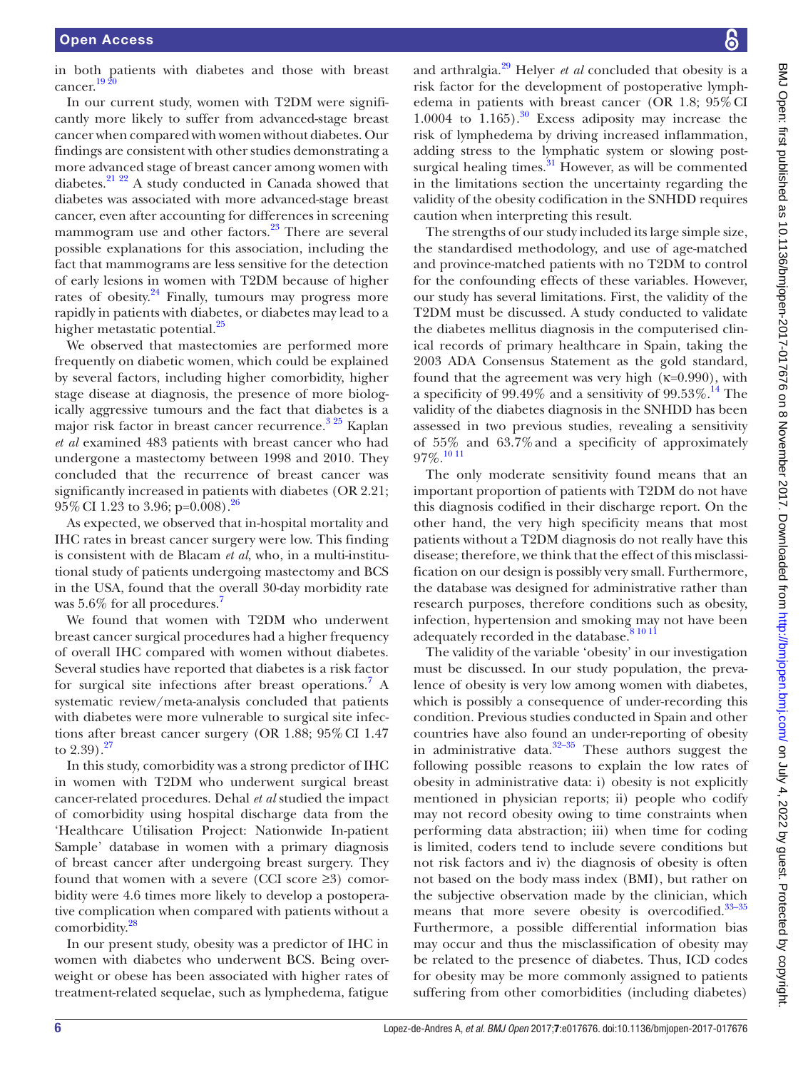in both patients with diabetes and those with breast cancer.[19 20]

In our current study, women with T2DM were significantly more likely to suffer from advanced-stage breast cancer when compared with women without diabetes. Our findings are consistent with other studies demonstrating a more advanced stage of breast cancer among women with diabetes.[21 22] A study conducted in Canada showed that diabetes was associated with more advanced-stage breast cancer, even after accounting for differences in screening mammogram use and other factors.[23] There are several possible explanations for this association, including the fact that mammograms are less sensitive for the detection of early lesions in women with T2DM because of higher rates of obesity.[24] Finally, tumours may progress more rapidly in patients with diabetes, or diabetes may lead to a higher metastatic potential.[25]

We observed that mastectomies are performed more frequently on diabetic women, which could be explained by several factors, including higher comorbidity, higher stage disease at diagnosis, the presence of more biologically aggressive tumours and the fact that diabetes is a major risk factor in breast cancer recurrence.[3 25] Kaplan *et al* examined 483 patients with breast cancer who had undergone a mastectomy between 1998 and 2010. They concluded that the recurrence of breast cancer was significantly increased in patients with diabetes (OR 2.21; 95% CI 1.23 to 3.96; p=0.008).[26]

As expected, we observed that in-hospital mortality and IHC rates in breast cancer surgery were low. This finding is consistent with de Blacam *et al*, who, in a multi-institutional study of patients undergoing mastectomy and BCS in the USA, found that the overall 30-day morbidity rate was 5.6% for all procedures.[7]

We found that women with T2DM who underwent breast cancer surgical procedures had a higher frequency of overall IHC compared with women without diabetes. Several studies have reported that diabetes is a risk factor for surgical site infections after breast operations.[7] A systematic review/meta-analysis concluded that patients with diabetes were more vulnerable to surgical site infections after breast cancer surgery (OR 1.88; 95% CI 1.47 to 2.39).[27]

In this study, comorbidity was a strong predictor of IHC in women with T2DM who underwent surgical breast cancer-related procedures. Dehal *et al* studied the impact of comorbidity using hospital discharge data from the 'Healthcare Utilisation Project: Nationwide In-patient Sample' database in women with a primary diagnosis of breast cancer after undergoing breast surgery. They found that women with a severe (CCI score ≥3) comorbidity were 4.6 times more likely to develop a postoperative complication when compared with patients without a comorbidity.[28]

In our present study, obesity was a predictor of IHC in women with diabetes who underwent BCS. Being overweight or obese has been associated with higher rates of treatment-related sequelae, such as lymphedema, fatigue and arthralgia.[29] Helyer *et al* concluded that obesity is a risk factor for the development of postoperative lymphedema in patients with breast cancer (OR 1.8; 95% CI 1.0004 to 1.165).[30] Excess adiposity may increase the risk of lymphedema by driving increased inflammation, adding stress to the lymphatic system or slowing post-surgical healing times.[31] However, as will be commented in the limitations section the uncertainty regarding the validity of the obesity codification in the SNHDD requires caution when interpreting this result.

The strengths of our study included its large simple size, the standardised methodology, and use of age-matched and province-matched patients with no T2DM to control for the confounding effects of these variables. However, our study has several limitations. First, the validity of the T2DM must be discussed. A study conducted to validate the diabetes mellitus diagnosis in the computerised clinical records of primary healthcare in Spain, taking the 2003 ADA Consensus Statement as the gold standard, found that the agreement was very high (κ=0.990), with a specificity of 99.49% and a sensitivity of 99.53%.[14] The validity of the diabetes diagnosis in the SNHDD has been assessed in two previous studies, revealing a sensitivity of 55% and 63.7% and a specificity of approximately 97%.[10 11]

The only moderate sensitivity found means that an important proportion of patients with T2DM do not have this diagnosis codified in their discharge report. On the other hand, the very high specificity means that most patients without a T2DM diagnosis do not really have this disease; therefore, we think that the effect of this misclassification on our design is possibly very small. Furthermore, the database was designed for administrative rather than research purposes, therefore conditions such as obesity, infection, hypertension and smoking may not have been adequately recorded in the database.[8 10 11]

The validity of the variable 'obesity' in our investigation must be discussed. In our study population, the prevalence of obesity is very low among women with diabetes, which is possibly a consequence of under-recording this condition. Previous studies conducted in Spain and other countries have also found an under-reporting of obesity in administrative data.[32–35] These authors suggest the following possible reasons to explain the low rates of obesity in administrative data: i) obesity is not explicitly mentioned in physician reports; ii) people who codify may not record obesity owing to time constraints when performing data abstraction; iii) when time for coding is limited, coders tend to include severe conditions but not risk factors and iv) the diagnosis of obesity is often not based on the body mass index (BMI), but rather on the subjective observation made by the clinician, which means that more severe obesity is overcodified.[33–35] Furthermore, a possible differential information bias may occur and thus the misclassification of obesity may be related to the presence of diabetes. Thus, ICD codes for obesity may be more commonly assigned to patients suffering from other comorbidities (including diabetes)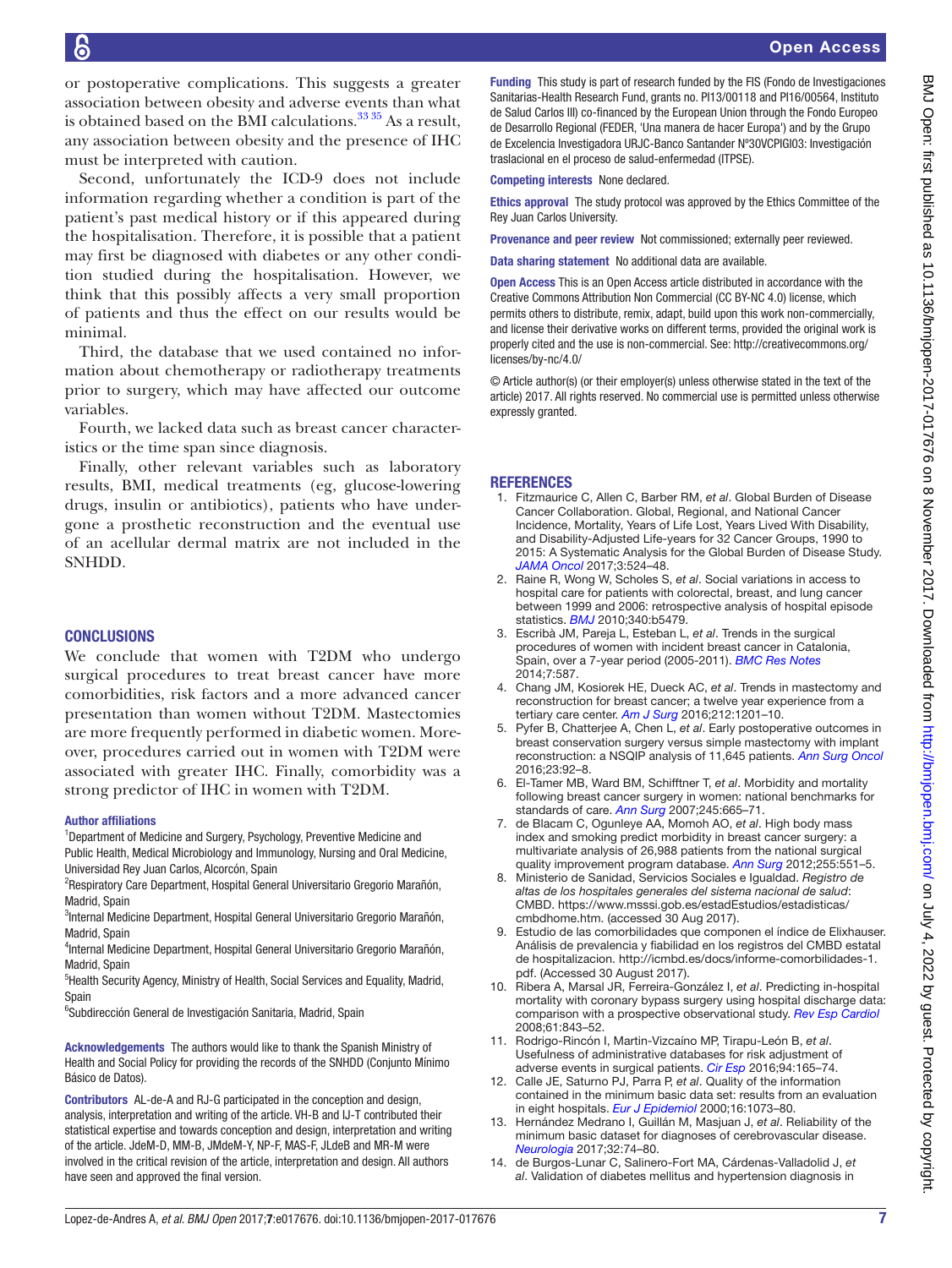or postoperative complications. This suggests a greater association between obesity and adverse events than what is obtained based on the BMI calculations.[33 35] As a result, any association between obesity and the presence of IHC must be interpreted with caution.

Second, unfortunately the ICD-9 does not include information regarding whether a condition is part of the patient's past medical history or if this appeared during the hospitalisation. Therefore, it is possible that a patient may first be diagnosed with diabetes or any other condition studied during the hospitalisation. However, we think that this possibly affects a very small proportion of patients and thus the effect on our results would be minimal.

Third, the database that we used contained no information about chemotherapy or radiotherapy treatments prior to surgery, which may have affected our outcome variables.

Fourth, we lacked data such as breast cancer characteristics or the time span since diagnosis.

Finally, other relevant variables such as laboratory results, BMI, medical treatments (eg, glucose-lowering drugs, insulin or antibiotics), patients who have undergone a prosthetic reconstruction and the eventual use of an acellular dermal matrix are not included in the SNHDD.

## CONCLUSIONS

We conclude that women with T2DM who undergo surgical procedures to treat breast cancer have more comorbidities, risk factors and a more advanced cancer presentation than women without T2DM. Mastectomies are more frequently performed in diabetic women. Moreover, procedures carried out in women with T2DM were associated with greater IHC. Finally, comorbidity was a strong predictor of IHC in women with T2DM.

**Author affiliations**

[1]Department of Medicine and Surgery, Psychology, Preventive Medicine and Public Health, Medical Microbiology and Immunology, Nursing and Oral Medicine, Universidad Rey Juan Carlos, Alcorcón, Spain

[2]Respiratory Care Department, Hospital General Universitario Gregorio Marañón, Madrid, Spain

[3]Internal Medicine Department, Hospital General Universitario Gregorio Marañón, Madrid, Spain

[4]Internal Medicine Department, Hospital General Universitario Gregorio Marañón, Madrid, Spain

[5]Health Security Agency, Ministry of Health, Social Services and Equality, Madrid, Spain

[6]Subdirección General de Investigación Sanitaria, Madrid, Spain

**Acknowledgements** The authors would like to thank the Spanish Ministry of Health and Social Policy for providing the records of the SNHDD (Conjunto Mínimo Básico de Datos).

**Contributors** AL-de-A and RJ-G participated in the conception and design, analysis, interpretation and writing of the article. VH-B and IJ-T contributed their statistical expertise and towards conception and design, interpretation and writing of the article. JdeM-D, MM-B, JMdeM-Y, NP-F, MAS-F, JLdeB and MR-M were involved in the critical revision of the article, interpretation and design. All authors have seen and approved the final version.

**Funding** This study is part of research funded by the FIS (Fondo de Investigaciones Sanitarias-Health Research Fund, grants no. PI13/00118 and PI16/00564, Instituto de Salud Carlos III) co-financed by the European Union through the Fondo Europeo de Desarrollo Regional (FEDER, 'Una manera de hacer Europa') and by the Grupo de Excelencia Investigadora URJC-Banco Santander Nº30VCPIGI03: Investigación traslacional en el proceso de salud-enfermedad (ITPSE).

**Competing interests** None declared.

**Ethics approval** The study protocol was approved by the Ethics Committee of the Rey Juan Carlos University.

**Provenance and peer review** Not commissioned; externally peer reviewed.

**Data sharing statement** No additional data are available.

**Open Access** This is an Open Access article distributed in accordance with the Creative Commons Attribution Non Commercial (CC BY-NC 4.0) license, which permits others to distribute, remix, adapt, build upon this work non-commercially, and license their derivative works on different terms, provided the original work is properly cited and the use is non-commercial. See: http://creativecommons.org/licenses/by-nc/4.0/

© Article author(s) (or their employer(s) unless otherwise stated in the text of the article) 2017. All rights reserved. No commercial use is permitted unless otherwise expressly granted.

## REFERENCES

1. Fitzmaurice C, Allen C, Barber RM, *et al*. Global Burden of Disease Cancer Collaboration. Global, Regional, and National Cancer Incidence, Mortality, Years of Life Lost, Years Lived With Disability, and Disability-Adjusted Life-years for 32 Cancer Groups, 1990 to 2015: A Systematic Analysis for the Global Burden of Disease Study. *JAMA Oncol* 2017;3:524–48.
2. Raine R, Wong W, Scholes S, *et al*. Social variations in access to hospital care for patients with colorectal, breast, and lung cancer between 1999 and 2006: retrospective analysis of hospital episode statistics. *BMJ* 2010;340:b5479.
3. Escribà JM, Pareja L, Esteban L, *et al*. Trends in the surgical procedures of women with incident breast cancer in Catalonia, Spain, over a 7-year period (2005-2011). *BMC Res Notes* 2014;7:587.
4. Chang JM, Kosiorek HE, Dueck AC, *et al*. Trends in mastectomy and reconstruction for breast cancer; a twelve year experience from a tertiary care center. *Am J Surg* 2016;212:1201–10.
5. Pyfer B, Chatterjee A, Chen L, *et al*. Early postoperative outcomes in breast conservation surgery versus simple mastectomy with implant reconstruction: a NSQIP analysis of 11,645 patients. *Ann Surg Oncol* 2016;23:92–8.
6. El-Tamer MB, Ward BM, Schifftner T, *et al*. Morbidity and mortality following breast cancer surgery in women: national benchmarks for standards of care. *Ann Surg* 2007;245:665–71.
7. de Blacam C, Ogunleye AA, Momoh AO, *et al*. High body mass index and smoking predict morbidity in breast cancer surgery: a multivariate analysis of 26,988 patients from the national surgical quality improvement program database. *Ann Surg* 2012;255:551–5.
8. Ministerio de Sanidad, Servicios Sociales e Igualdad. *Registro de altas de los hospitales generales del sistema nacional de salud*: CMBD. https://www.msssi.gob.es/estadEstudios/estadisticas/cmbdhome.htm. (accessed 30 Aug 2017).
9. Estudio de las comorbilidades que componen el índice de Elixhauser. Análisis de prevalencia y fiabilidad en los registros del CMBD estatal de hospitalizacion. http://icmbd.es/docs/informe-comorbilidades-1.pdf. (Accessed 30 August 2017).
10. Ribera A, Marsal JR, Ferreira-González I, *et al*. Predicting in-hospital mortality with coronary bypass surgery using hospital discharge data: comparison with a prospective observational study. *Rev Esp Cardiol* 2008;61:843–52.
11. Rodrigo-Rincón I, Martin-Vizcaíno MP, Tirapu-León B, *et al*. Usefulness of administrative databases for risk adjustment of adverse events in surgical patients. *Cir Esp* 2016;94:165–74.
12. Calle JE, Saturno PJ, Parra P, *et al*. Quality of the information contained in the minimum basic data set: results from an evaluation in eight hospitals. *Eur J Epidemiol* 2000;16:1073–80.
13. Hernández Medrano I, Guillán M, Masjuan J, *et al*. Reliability of the minimum basic dataset for diagnoses of cerebrovascular disease. *Neurologia* 2017;32:74–80.
14. de Burgos-Lunar C, Salinero-Fort MA, Cárdenas-Valladolid J, *et al*. Validation of diabetes mellitus and hypertension diagnosis in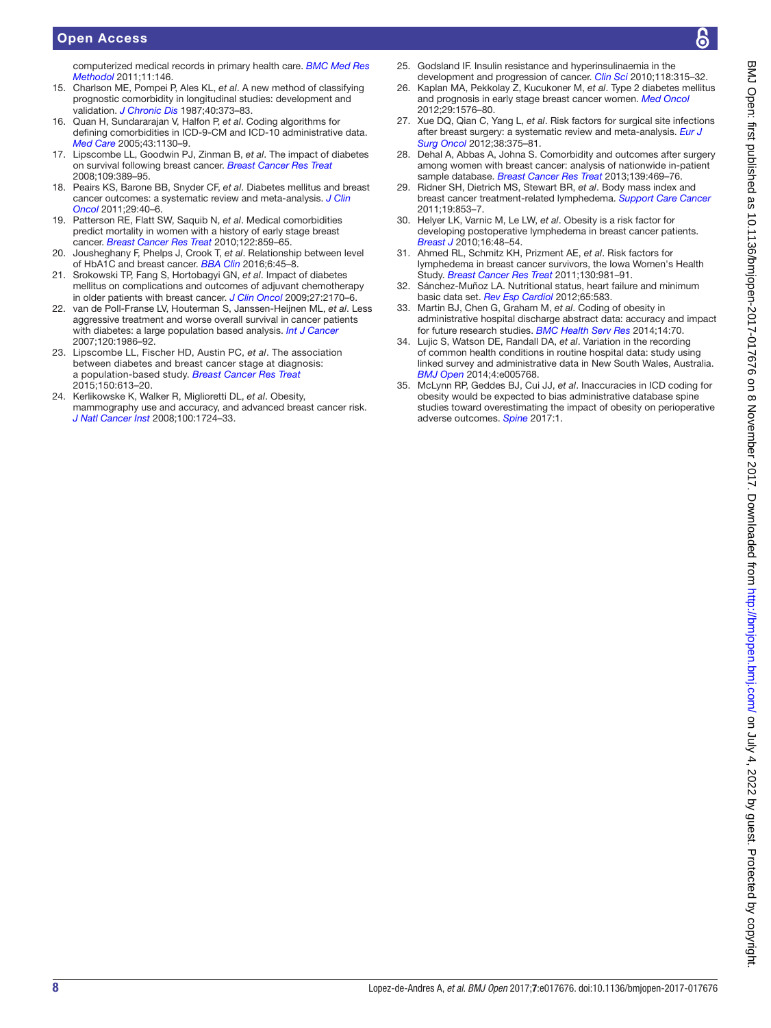computerized medical records in primary health care. *BMC Med Res Methodol* 2011;11:146.

15. Charlson ME, Pompei P, Ales KL, *et al*. A new method of classifying prognostic comorbidity in longitudinal studies: development and validation. *J Chronic Dis* 1987;40:373–83.
16. Quan H, Sundararajan V, Halfon P, *et al*. Coding algorithms for defining comorbidities in ICD-9-CM and ICD-10 administrative data. *Med Care* 2005;43:1130–9.
17. Lipscombe LL, Goodwin PJ, Zinman B, *et al*. The impact of diabetes on survival following breast cancer. *Breast Cancer Res Treat* 2008;109:389–95.
18. Peairs KS, Barone BB, Snyder CF, *et al*. Diabetes mellitus and breast cancer outcomes: a systematic review and meta-analysis. *J Clin Oncol* 2011;29:40–6.
19. Patterson RE, Flatt SW, Saquib N, *et al*. Medical comorbidities predict mortality in women with a history of early stage breast cancer. *Breast Cancer Res Treat* 2010;122:859–65.
20. Jousheghany F, Phelps J, Crook T, *et al*. Relationship between level of HbA1C and breast cancer. *BBA Clin* 2016;6:45–8.
21. Srokowski TP, Fang S, Hortobagyi GN, *et al*. Impact of diabetes mellitus on complications and outcomes of adjuvant chemotherapy in older patients with breast cancer. *J Clin Oncol* 2009;27:2170–6.
22. van de Poll-Franse LV, Houterman S, Janssen-Heijnen ML, *et al*. Less aggressive treatment and worse overall survival in cancer patients with diabetes: a large population based analysis. *Int J Cancer* 2007;120:1986–92.
23. Lipscombe LL, Fischer HD, Austin PC, *et al*. The association between diabetes and breast cancer stage at diagnosis: a population-based study. *Breast Cancer Res Treat* 2015;150:613–20.
24. Kerlikowske K, Walker R, Miglioretti DL, *et al*. Obesity, mammography use and accuracy, and advanced breast cancer risk. *J Natl Cancer Inst* 2008;100:1724–33.
25. Godsland IF. Insulin resistance and hyperinsulinaemia in the development and progression of cancer. *Clin Sci* 2010;118:315–32.
26. Kaplan MA, Pekkolay Z, Kucukoner M, *et al*. Type 2 diabetes mellitus and prognosis in early stage breast cancer women. *Med Oncol* 2012;29:1576–80.
27. Xue DQ, Qian C, Yang L, *et al*. Risk factors for surgical site infections after breast surgery: a systematic review and meta-analysis. *Eur J Surg Oncol* 2012;38:375–81.
28. Dehal A, Abbas A, Johna S. Comorbidity and outcomes after surgery among women with breast cancer: analysis of nationwide in-patient sample database. *Breast Cancer Res Treat* 2013;139:469–76.
29. Ridner SH, Dietrich MS, Stewart BR, *et al*. Body mass index and breast cancer treatment-related lymphedema. *Support Care Cancer* 2011;19:853–7.
30. Helyer LK, Varnic M, Le LW, *et al*. Obesity is a risk factor for developing postoperative lymphedema in breast cancer patients. *Breast J* 2010;16:48–54.
31. Ahmed RL, Schmitz KH, Prizment AE, *et al*. Risk factors for lymphedema in breast cancer survivors, the Iowa Women's Health Study. *Breast Cancer Res Treat* 2011;130:981–91.
32. Sánchez-Muñoz LA. Nutritional status, heart failure and minimum basic data set. *Rev Esp Cardiol* 2012;65:583.
33. Martin BJ, Chen G, Graham M, *et al*. Coding of obesity in administrative hospital discharge abstract data: accuracy and impact for future research studies. *BMC Health Serv Res* 2014;14:70.
34. Lujic S, Watson DE, Randall DA, *et al*. Variation in the recording of common health conditions in routine hospital data: study using linked survey and administrative data in New South Wales, Australia. *BMJ Open* 2014;4:e005768.
35. McLynn RP, Geddes BJ, Cui JJ, *et al*. Inaccuracies in ICD coding for obesity would be expected to bias administrative database spine studies toward overestimating the impact of obesity on perioperative adverse outcomes. *Spine* 2017:1.